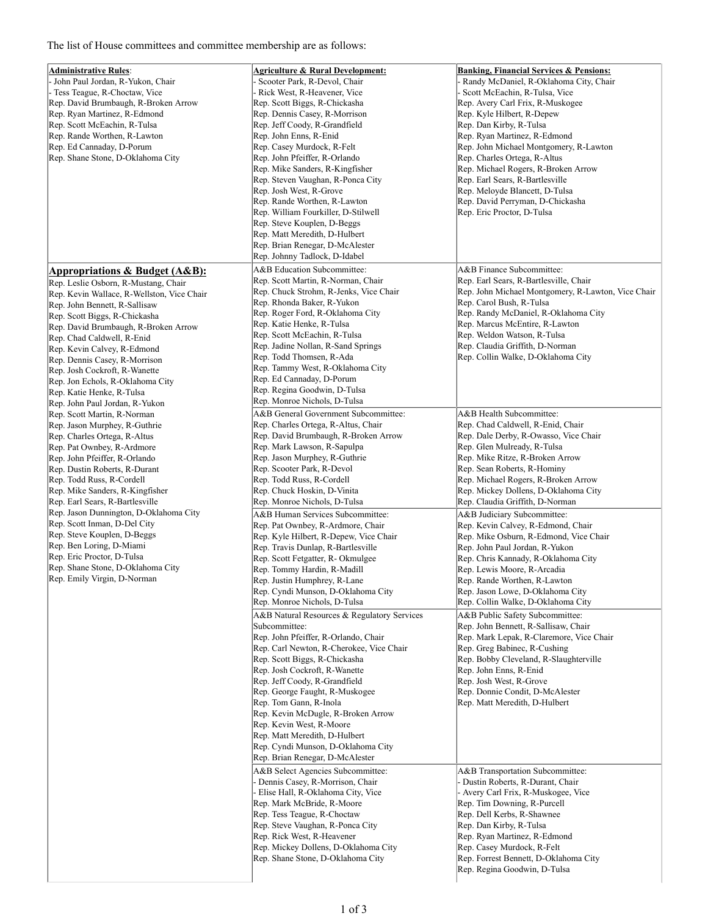The list of House committees and committee membership are as follows:

**Administrative Rules**:
- John Paul Jordan, R-Yukon, Chair
- Tess Teague, R-Choctaw, Vice
Rep. David Brumbaugh, R-Broken Arrow
Rep. Ryan Martinez, R-Edmond
Rep. Scott McEachin, R-Tulsa
Rep. Rande Worthen, R-Lawton
Rep. Ed Cannaday, D-Porum
Rep. Shane Stone, D-Oklahoma City

**Agriculture & Rural Development:**
- Scooter Park, R-Devol, Chair
- Rick West, R-Heavener, Vice
Rep. Scott Biggs, R-Chickasha
Rep. Dennis Casey, R-Morrison
Rep. Jeff Coody, R-Grandfield
Rep. John Enns, R-Enid
Rep. Casey Murdock, R-Felt
Rep. John Pfeiffer, R-Orlando
Rep. Mike Sanders, R-Kingfisher
Rep. Steven Vaughan, R-Ponca City
Rep. Josh West, R-Grove
Rep. Rande Worthen, R-Lawton
Rep. William Fourkiller, D-Stilwell
Rep. Steve Kouplen, D-Beggs
Rep. Matt Meredith, D-Hulbert
Rep. Brian Renegar, D-McAlester
Rep. Johnny Tadlock, D-Idabel

**Banking, Financial Services & Pensions:**
- Randy McDaniel, R-Oklahoma City, Chair
- Scott McEachin, R-Tulsa, Vice
Rep. Avery Carl Frix, R-Muskogee
Rep. Kyle Hilbert, R-Depew
Rep. Dan Kirby, R-Tulsa
Rep. Ryan Martinez, R-Edmond
Rep. John Michael Montgomery, R-Lawton
Rep. Charles Ortega, R-Altus
Rep. Michael Rogers, R-Broken Arrow
Rep. Earl Sears, R-Bartlesville
Rep. Meloyde Blancett, D-Tulsa
Rep. David Perryman, D-Chickasha
Rep. Eric Proctor, D-Tulsa

**Appropriations & Budget (A&B):**
Rep. Leslie Osborn, R-Mustang, Chair
Rep. Kevin Wallace, R-Wellston, Vice Chair
Rep. John Bennett, R-Sallisaw
Rep. Scott Biggs, R-Chickasha
Rep. David Brumbaugh, R-Broken Arrow
Rep. Chad Caldwell, R-Enid
Rep. Kevin Calvey, R-Edmond
Rep. Dennis Casey, R-Morrison
Rep. Josh Cockroft, R-Wanette
Rep. Jon Echols, R-Oklahoma City
Rep. Katie Henke, R-Tulsa
Rep. John Paul Jordan, R-Yukon
Rep. Scott Martin, R-Norman
Rep. Jason Murphey, R-Guthrie
Rep. Charles Ortega, R-Altus
Rep. Pat Ownbey, R-Ardmore
Rep. John Pfeiffer, R-Orlando
Rep. Dustin Roberts, R-Durant
Rep. Todd Russ, R-Cordell
Rep. Mike Sanders, R-Kingfisher
Rep. Earl Sears, R-Bartlesville
Rep. Jason Dunnington, D-Oklahoma City
Rep. Scott Inman, D-Del City
Rep. Steve Kouplen, D-Beggs
Rep. Ben Loring, D-Miami
Rep. Eric Proctor, D-Tulsa
Rep. Shane Stone, D-Oklahoma City
Rep. Emily Virgin, D-Norman

A&B Education Subcommittee:
Rep. Scott Martin, R-Norman, Chair
Rep. Chuck Strohm, R-Jenks, Vice Chair
Rep. Rhonda Baker, R-Yukon
Rep. Roger Ford, R-Oklahoma City
Rep. Katie Henke, R-Tulsa
Rep. Scott McEachin, R-Tulsa
Rep. Jadine Nollan, R-Sand Springs
Rep. Todd Thomsen, R-Ada
Rep. Tammy West, R-Oklahoma City
Rep. Ed Cannaday, D-Porum
Rep. Regina Goodwin, D-Tulsa
Rep. Monroe Nichols, D-Tulsa

A&B Finance Subcommittee:
Rep. Earl Sears, R-Bartlesville, Chair
Rep. John Michael Montgomery, R-Lawton, Vice Chair
Rep. Carol Bush, R-Tulsa
Rep. Randy McDaniel, R-Oklahoma City
Rep. Marcus McEntire, R-Lawton
Rep. Weldon Watson, R-Tulsa
Rep. Claudia Griffith, D-Norman
Rep. Collin Walke, D-Oklahoma City

A&B General Government Subcommittee:
Rep. Charles Ortega, R-Altus, Chair
Rep. David Brumbaugh, R-Broken Arrow
Rep. Mark Lawson, R-Sapulpa
Rep. Jason Murphey, R-Guthrie
Rep. Scooter Park, R-Devol
Rep. Todd Russ, R-Cordell
Rep. Chuck Hoskin, D-Vinita
Rep. Monroe Nichols, D-Tulsa

A&B Health Subcommittee:
Rep. Chad Caldwell, R-Enid, Chair
Rep. Dale Derby, R-Owasso, Vice Chair
Rep. Glen Mulready, R-Tulsa
Rep. Mike Ritze, R-Broken Arrow
Rep. Sean Roberts, R-Hominy
Rep. Michael Rogers, R-Broken Arrow
Rep. Mickey Dollens, D-Oklahoma City
Rep. Claudia Griffith, D-Norman

A&B Human Services Subcommittee:
Rep. Pat Ownbey, R-Ardmore, Chair
Rep. Kyle Hilbert, R-Depew, Vice Chair
Rep. Travis Dunlap, R-Bartlesville
Rep. Scott Fetgatter, R- Okmulgee
Rep. Tommy Hardin, R-Madill
Rep. Justin Humphrey, R-Lane
Rep. Cyndi Munson, D-Oklahoma City
Rep. Monroe Nichols, D-Tulsa

A&B Judiciary Subcommittee:
Rep. Kevin Calvey, R-Edmond, Chair
Rep. Mike Osburn, R-Edmond, Vice Chair
Rep. John Paul Jordan, R-Yukon
Rep. Chris Kannady, R-Oklahoma City
Rep. Lewis Moore, R-Arcadia
Rep. Rande Worthen, R-Lawton
Rep. Jason Lowe, D-Oklahoma City
Rep. Collin Walke, D-Oklahoma City

A&B Natural Resources & Regulatory Services Subcommittee:
Rep. John Pfeiffer, R-Orlando, Chair
Rep. Carl Newton, R-Cherokee, Vice Chair
Rep. Scott Biggs, R-Chickasha
Rep. Josh Cockroft, R-Wanette
Rep. Jeff Coody, R-Grandfield
Rep. George Faught, R-Muskogee
Rep. Tom Gann, R-Inola
Rep. Kevin McDugle, R-Broken Arrow
Rep. Kevin West, R-Moore
Rep. Matt Meredith, D-Hulbert
Rep. Cyndi Munson, D-Oklahoma City
Rep. Brian Renegar, D-McAlester

A&B Public Safety Subcommittee:
Rep. John Bennett, R-Sallisaw, Chair
Rep. Mark Lepak, R-Claremore, Vice Chair
Rep. Greg Babinec, R-Cushing
Rep. Bobby Cleveland, R-Slaughterville
Rep. John Enns, R-Enid
Rep. Josh West, R-Grove
Rep. Donnie Condit, D-McAlester
Rep. Matt Meredith, D-Hulbert

A&B Select Agencies Subcommittee:
- Dennis Casey, R-Morrison, Chair
- Elise Hall, R-Oklahoma City, Vice
Rep. Mark McBride, R-Moore
Rep. Tess Teague, R-Choctaw
Rep. Steve Vaughan, R-Ponca City
Rep. Rick West, R-Heavener
Rep. Mickey Dollens, D-Oklahoma City
Rep. Shane Stone, D-Oklahoma City

A&B Transportation Subcommittee:
- Dustin Roberts, R-Durant, Chair
- Avery Carl Frix, R-Muskogee, Vice
Rep. Tim Downing, R-Purcell
Rep. Dell Kerbs, R-Shawnee
Rep. Dan Kirby, R-Tulsa
Rep. Ryan Martinez, R-Edmond
Rep. Casey Murdock, R-Felt
Rep. Forrest Bennett, D-Oklahoma City
Rep. Regina Goodwin, D-Tulsa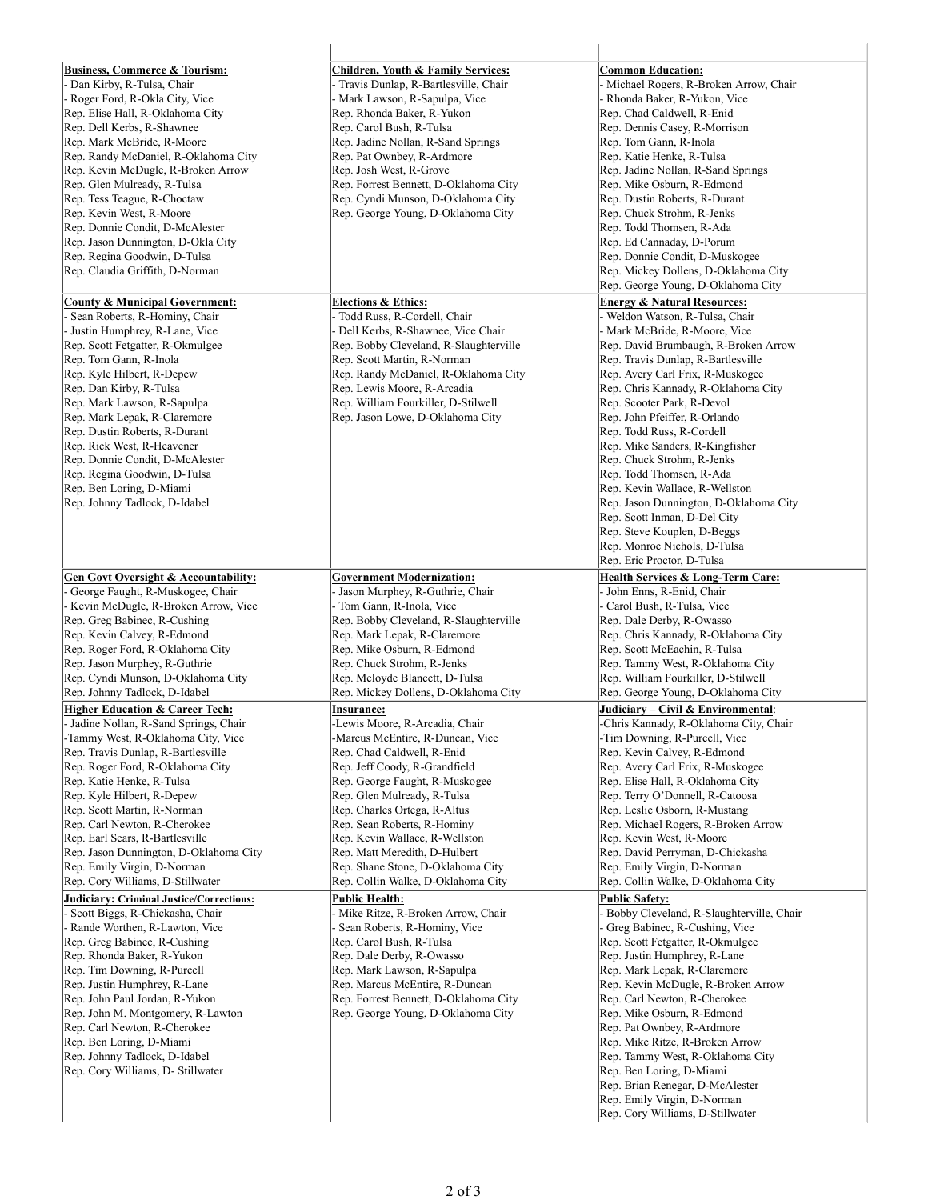**Business, Commerce & Tourism:**
- Dan Kirby, R-Tulsa, Chair
- Roger Ford, R-Okla City, Vice
Rep. Elise Hall, R-Oklahoma City
Rep. Dell Kerbs, R-Shawnee
Rep. Mark McBride, R-Moore
Rep. Randy McDaniel, R-Oklahoma City
Rep. Kevin McDugle, R-Broken Arrow
Rep. Glen Mulready, R-Tulsa
Rep. Tess Teague, R-Choctaw
Rep. Kevin West, R-Moore
Rep. Donnie Condit, D-McAlester
Rep. Jason Dunnington, D-Okla City
Rep. Regina Goodwin, D-Tulsa
Rep. Claudia Griffith, D-Norman

**Children, Youth & Family Services:**
- Travis Dunlap, R-Bartlesville, Chair
- Mark Lawson, R-Sapulpa, Vice
Rep. Rhonda Baker, R-Yukon
Rep. Carol Bush, R-Tulsa
Rep. Jadine Nollan, R-Sand Springs
Rep. Pat Ownbey, R-Ardmore
Rep. Josh West, R-Grove
Rep. Forrest Bennett, D-Oklahoma City
Rep. Cyndi Munson, D-Oklahoma City
Rep. George Young, D-Oklahoma City

**Common Education:**
- Michael Rogers, R-Broken Arrow, Chair
- Rhonda Baker, R-Yukon, Vice
Rep. Chad Caldwell, R-Enid
Rep. Dennis Casey, R-Morrison
Rep. Tom Gann, R-Inola
Rep. Katie Henke, R-Tulsa
Rep. Jadine Nollan, R-Sand Springs
Rep. Mike Osburn, R-Edmond
Rep. Dustin Roberts, R-Durant
Rep. Chuck Strohm, R-Jenks
Rep. Todd Thomsen, R-Ada
Rep. Ed Cannaday, D-Porum
Rep. Donnie Condit, D-Muskogee
Rep. Mickey Dollens, D-Oklahoma City
Rep. George Young, D-Oklahoma City

**County & Municipal Government:**
- Sean Roberts, R-Hominy, Chair
- Justin Humphrey, R-Lane, Vice
Rep. Scott Fetgatter, R-Okmulgee
Rep. Tom Gann, R-Inola
Rep. Kyle Hilbert, R-Depew
Rep. Dan Kirby, R-Tulsa
Rep. Mark Lawson, R-Sapulpa
Rep. Mark Lepak, R-Claremore
Rep. Dustin Roberts, R-Durant
Rep. Rick West, R-Heavener
Rep. Donnie Condit, D-McAlester
Rep. Regina Goodwin, D-Tulsa
Rep. Ben Loring, D-Miami
Rep. Johnny Tadlock, D-Idabel

**Elections & Ethics:**
- Todd Russ, R-Cordell, Chair
- Dell Kerbs, R-Shawnee, Vice Chair
Rep. Bobby Cleveland, R-Slaughterville
Rep. Scott Martin, R-Norman
Rep. Randy McDaniel, R-Oklahoma City
Rep. Lewis Moore, R-Arcadia
Rep. William Fourkiller, D-Stilwell
Rep. Jason Lowe, D-Oklahoma City

**Energy & Natural Resources:**
- Weldon Watson, R-Tulsa, Chair
- Mark McBride, R-Moore, Vice
Rep. David Brumbaugh, R-Broken Arrow
Rep. Travis Dunlap, R-Bartlesville
Rep. Avery Carl Frix, R-Muskogee
Rep. Chris Kannady, R-Oklahoma City
Rep. Scooter Park, R-Devol
Rep. John Pfeiffer, R-Orlando
Rep. Todd Russ, R-Cordell
Rep. Mike Sanders, R-Kingfisher
Rep. Chuck Strohm, R-Jenks
Rep. Todd Thomsen, R-Ada
Rep. Kevin Wallace, R-Wellston
Rep. Jason Dunnington, D-Oklahoma City
Rep. Scott Inman, D-Del City
Rep. Steve Kouplen, D-Beggs
Rep. Monroe Nichols, D-Tulsa
Rep. Eric Proctor, D-Tulsa

**Gen Govt Oversight & Accountability:**
- George Faught, R-Muskogee, Chair
- Kevin McDugle, R-Broken Arrow, Vice
Rep. Greg Babinec, R-Cushing
Rep. Kevin Calvey, R-Edmond
Rep. Roger Ford, R-Oklahoma City
Rep. Jason Murphey, R-Guthrie
Rep. Cyndi Munson, D-Oklahoma City
Rep. Johnny Tadlock, D-Idabel

**Government Modernization:**
- Jason Murphey, R-Guthrie, Chair
- Tom Gann, R-Inola, Vice
Rep. Bobby Cleveland, R-Slaughterville
Rep. Mark Lepak, R-Claremore
Rep. Mike Osburn, R-Edmond
Rep. Chuck Strohm, R-Jenks
Rep. Meloyde Blancett, D-Tulsa
Rep. Mickey Dollens, D-Oklahoma City

**Health Services & Long-Term Care:**
- John Enns, R-Enid, Chair
- Carol Bush, R-Tulsa, Vice
Rep. Dale Derby, R-Owasso
Rep. Chris Kannady, R-Oklahoma City
Rep. Scott McEachin, R-Tulsa
Rep. Tammy West, R-Oklahoma City
Rep. William Fourkiller, D-Stilwell
Rep. George Young, D-Oklahoma City

**Higher Education & Career Tech:**
- Jadine Nollan, R-Sand Springs, Chair
-Tammy West, R-Oklahoma City, Vice
Rep. Travis Dunlap, R-Bartlesville
Rep. Roger Ford, R-Oklahoma City
Rep. Katie Henke, R-Tulsa
Rep. Kyle Hilbert, R-Depew
Rep. Scott Martin, R-Norman
Rep. Carl Newton, R-Cherokee
Rep. Earl Sears, R-Bartlesville
Rep. Jason Dunnington, D-Oklahoma City
Rep. Emily Virgin, D-Norman
Rep. Cory Williams, D-Stillwater

**Insurance:**
-Lewis Moore, R-Arcadia, Chair
-Marcus McEntire, R-Duncan, Vice
Rep. Chad Caldwell, R-Enid
Rep. Jeff Coody, R-Grandfield
Rep. George Faught, R-Muskogee
Rep. Glen Mulready, R-Tulsa
Rep. Charles Ortega, R-Altus
Rep. Sean Roberts, R-Hominy
Rep. Kevin Wallace, R-Wellston
Rep. Matt Meredith, D-Hulbert
Rep. Shane Stone, D-Oklahoma City
Rep. Collin Walke, D-Oklahoma City

**Judiciary – Civil & Environmental:**
-Chris Kannady, R-Oklahoma City, Chair
-Tim Downing, R-Purcell, Vice
Rep. Kevin Calvey, R-Edmond
Rep. Avery Carl Frix, R-Muskogee
Rep. Elise Hall, R-Oklahoma City
Rep. Terry O'Donnell, R-Catoosa
Rep. Leslie Osborn, R-Mustang
Rep. Michael Rogers, R-Broken Arrow
Rep. Kevin West, R-Moore
Rep. David Perryman, D-Chickasha
Rep. Emily Virgin, D-Norman
Rep. Collin Walke, D-Oklahoma City

**Judiciary: Criminal Justice/Corrections:**
- Scott Biggs, R-Chickasha, Chair
- Rande Worthen, R-Lawton, Vice
Rep. Greg Babinec, R-Cushing
Rep. Rhonda Baker, R-Yukon
Rep. Tim Downing, R-Purcell
Rep. Justin Humphrey, R-Lane
Rep. John Paul Jordan, R-Yukon
Rep. John M. Montgomery, R-Lawton
Rep. Carl Newton, R-Cherokee
Rep. Ben Loring, D-Miami
Rep. Johnny Tadlock, D-Idabel
Rep. Cory Williams, D- Stillwater

**Public Health:**
- Mike Ritze, R-Broken Arrow, Chair
- Sean Roberts, R-Hominy, Vice
Rep. Carol Bush, R-Tulsa
Rep. Dale Derby, R-Owasso
Rep. Mark Lawson, R-Sapulpa
Rep. Marcus McEntire, R-Duncan
Rep. Forrest Bennett, D-Oklahoma City
Rep. George Young, D-Oklahoma City

**Public Safety:**
- Bobby Cleveland, R-Slaughterville, Chair
- Greg Babinec, R-Cushing, Vice
Rep. Scott Fetgatter, R-Okmulgee
Rep. Justin Humphrey, R-Lane
Rep. Mark Lepak, R-Claremore
Rep. Kevin McDugle, R-Broken Arrow
Rep. Carl Newton, R-Cherokee
Rep. Mike Osburn, R-Edmond
Rep. Pat Ownbey, R-Ardmore
Rep. Mike Ritze, R-Broken Arrow
Rep. Tammy West, R-Oklahoma City
Rep. Ben Loring, D-Miami
Rep. Brian Renegar, D-McAlester
Rep. Emily Virgin, D-Norman
Rep. Cory Williams, D-Stillwater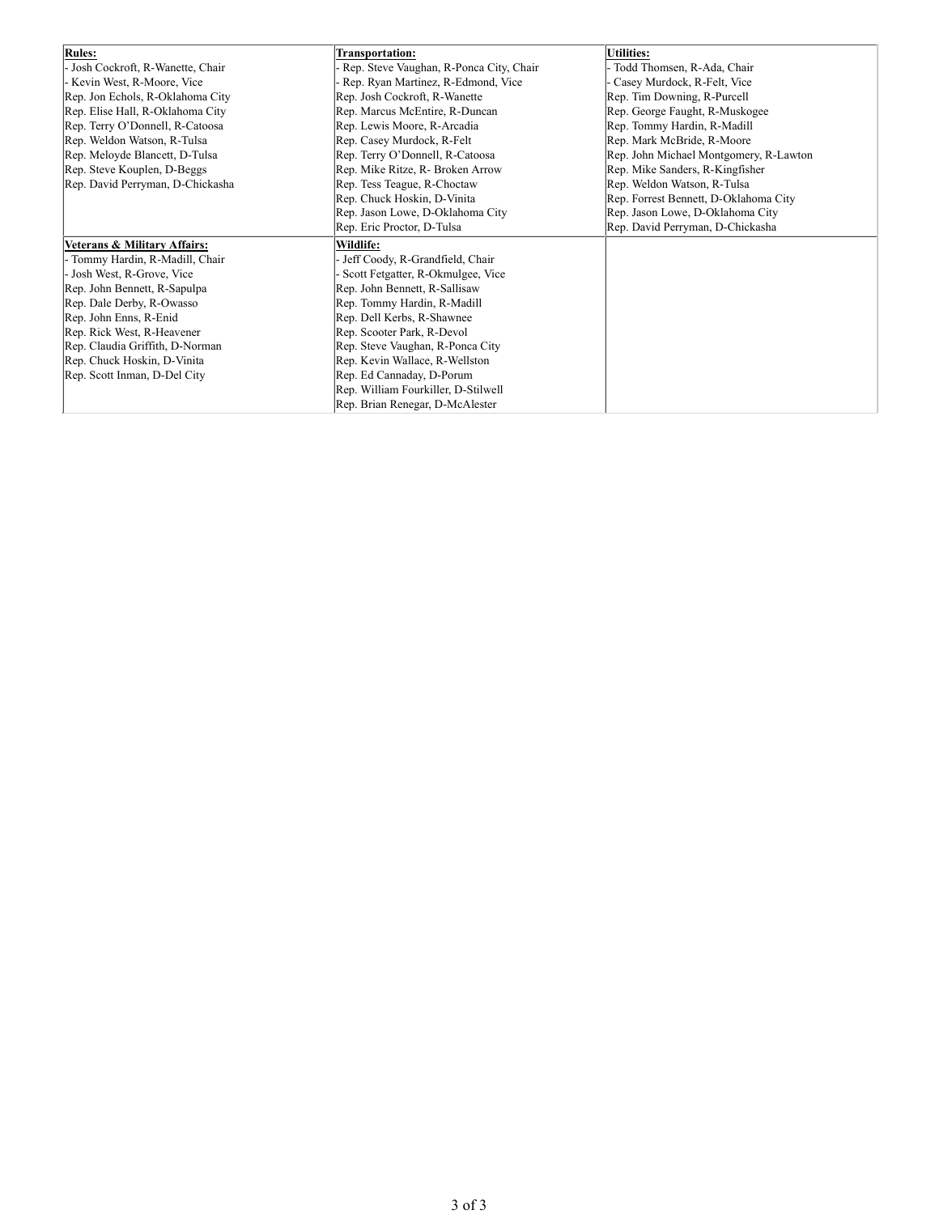| | | |
|---|---|---|
| **Rules:**<br>- Josh Cockroft, R-Wanette, Chair<br>- Kevin West, R-Moore, Vice<br>Rep. Jon Echols, R-Oklahoma City<br>Rep. Elise Hall, R-Oklahoma City<br>Rep. Terry O'Donnell, R-Catoosa<br>Rep. Weldon Watson, R-Tulsa<br>Rep. Meloyde Blancett, D-Tulsa<br>Rep. Steve Kouplen, D-Beggs<br>Rep. David Perryman, D-Chickasha | **Transportation:**<br>- Rep. Steve Vaughan, R-Ponca City, Chair<br>- Rep. Ryan Martinez, R-Edmond, Vice<br>Rep. Josh Cockroft, R-Wanette<br>Rep. Marcus McEntire, R-Duncan<br>Rep. Lewis Moore, R-Arcadia<br>Rep. Casey Murdock, R-Felt<br>Rep. Terry O'Donnell, R-Catoosa<br>Rep. Mike Ritze, R- Broken Arrow<br>Rep. Tess Teague, R-Choctaw<br>Rep. Chuck Hoskin, D-Vinita<br>Rep. Jason Lowe, D-Oklahoma City<br>Rep. Eric Proctor, D-Tulsa | **Utilities:**<br>- Todd Thomsen, R-Ada, Chair<br>- Casey Murdock, R-Felt, Vice<br>Rep. Tim Downing, R-Purcell<br>Rep. George Faught, R-Muskogee<br>Rep. Tommy Hardin, R-Madill<br>Rep. Mark McBride, R-Moore<br>Rep. John Michael Montgomery, R-Lawton<br>Rep. Mike Sanders, R-Kingfisher<br>Rep. Weldon Watson, R-Tulsa<br>Rep. Forrest Bennett, D-Oklahoma City<br>Rep. Jason Lowe, D-Oklahoma City<br>Rep. David Perryman, D-Chickasha |
| **Veterans & Military Affairs:**<br>- Tommy Hardin, R-Madill, Chair<br>- Josh West, R-Grove, Vice<br>Rep. John Bennett, R-Sapulpa<br>Rep. Dale Derby, R-Owasso<br>Rep. John Enns, R-Enid<br>Rep. Rick West, R-Heavener<br>Rep. Claudia Griffith, D-Norman<br>Rep. Chuck Hoskin, D-Vinita<br>Rep. Scott Inman, D-Del City | **Wildlife:**<br>- Jeff Coody, R-Grandfield, Chair<br>- Scott Fetgatter, R-Okmulgee, Vice<br>Rep. John Bennett, R-Sallisaw<br>Rep. Tommy Hardin, R-Madill<br>Rep. Dell Kerbs, R-Shawnee<br>Rep. Scooter Park, R-Devol<br>Rep. Steve Vaughan, R-Ponca City<br>Rep. Kevin Wallace, R-Wellston<br>Rep. Ed Cannaday, D-Porum<br>Rep. William Fourkiller, D-Stilwell<br>Rep. Brian Renegar, D-McAlester | |